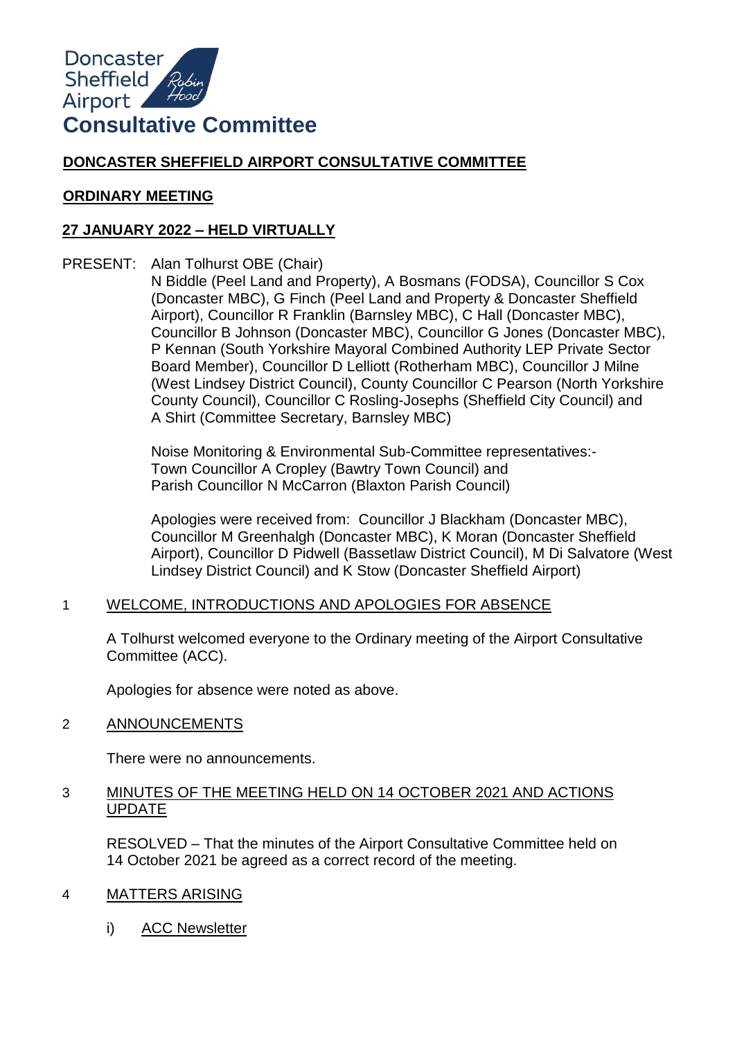Doncaster Sheffield Airport

# Consultative Committee

**DONCASTER SHEFFIELD AIRPORT CONSULTATIVE COMMITTEE**

**ORDINARY MEETING**

**27 JANUARY 2022 – HELD VIRTUALLY**

PRESENT: Alan Tolhurst OBE (Chair)
N Biddle (Peel Land and Property), A Bosmans (FODSA), Councillor S Cox (Doncaster MBC), G Finch (Peel Land and Property & Doncaster Sheffield Airport), Councillor R Franklin (Barnsley MBC), C Hall (Doncaster MBC), Councillor B Johnson (Doncaster MBC), Councillor G Jones (Doncaster MBC), P Kennan (South Yorkshire Mayoral Combined Authority LEP Private Sector Board Member), Councillor D Lelliott (Rotherham MBC), Councillor J Milne (West Lindsey District Council), County Councillor C Pearson (North Yorkshire County Council), Councillor C Rosling-Josephs (Sheffield City Council) and A Shirt (Committee Secretary, Barnsley MBC)

Noise Monitoring & Environmental Sub-Committee representatives:-
Town Councillor A Cropley (Bawtry Town Council) and
Parish Councillor N McCarron (Blaxton Parish Council)

Apologies were received from: Councillor J Blackham (Doncaster MBC), Councillor M Greenhalgh (Doncaster MBC), K Moran (Doncaster Sheffield Airport), Councillor D Pidwell (Bassetlaw District Council), M Di Salvatore (West Lindsey District Council) and K Stow (Doncaster Sheffield Airport)

## 1 WELCOME, INTRODUCTIONS AND APOLOGIES FOR ABSENCE

A Tolhurst welcomed everyone to the Ordinary meeting of the Airport Consultative Committee (ACC).

Apologies for absence were noted as above.

## 2 ANNOUNCEMENTS

There were no announcements.

## 3 MINUTES OF THE MEETING HELD ON 14 OCTOBER 2021 AND ACTIONS UPDATE

RESOLVED – That the minutes of the Airport Consultative Committee held on 14 October 2021 be agreed as a correct record of the meeting.

## 4 MATTERS ARISING

i) ACC Newsletter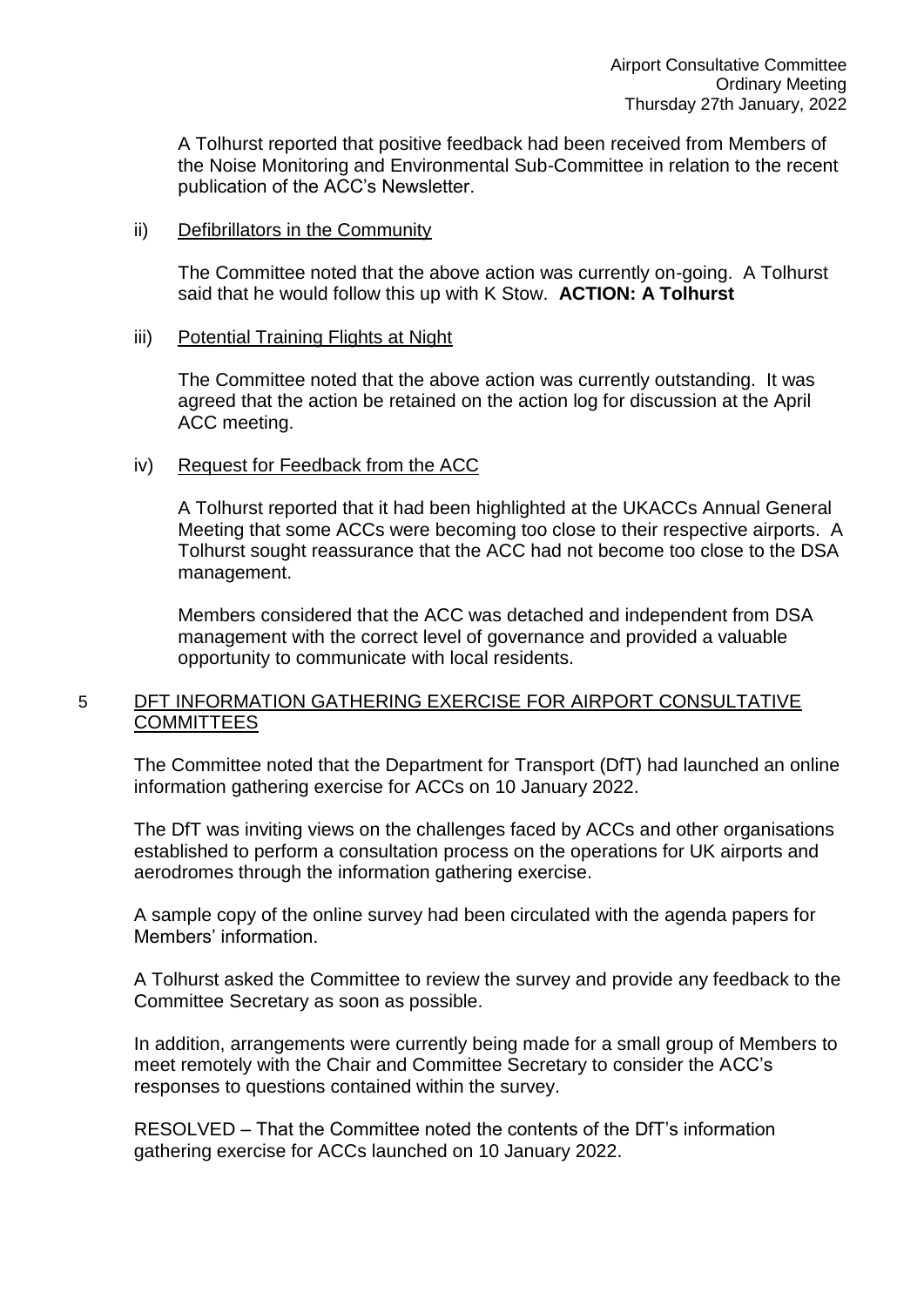A Tolhurst reported that positive feedback had been received from Members of the Noise Monitoring and Environmental Sub-Committee in relation to the recent publication of the ACC's Newsletter.

ii) Defibrillators in the Community

The Committee noted that the above action was currently on-going. A Tolhurst said that he would follow this up with K Stow. **ACTION: A Tolhurst**

iii) Potential Training Flights at Night

The Committee noted that the above action was currently outstanding. It was agreed that the action be retained on the action log for discussion at the April ACC meeting.

iv) Request for Feedback from the ACC

A Tolhurst reported that it had been highlighted at the UKACCs Annual General Meeting that some ACCs were becoming too close to their respective airports. A Tolhurst sought reassurance that the ACC had not become too close to the DSA management.

Members considered that the ACC was detached and independent from DSA management with the correct level of governance and provided a valuable opportunity to communicate with local residents.

5 DFT INFORMATION GATHERING EXERCISE FOR AIRPORT CONSULTATIVE COMMITTEES

The Committee noted that the Department for Transport (DfT) had launched an online information gathering exercise for ACCs on 10 January 2022.

The DfT was inviting views on the challenges faced by ACCs and other organisations established to perform a consultation process on the operations for UK airports and aerodromes through the information gathering exercise.

A sample copy of the online survey had been circulated with the agenda papers for Members' information.

A Tolhurst asked the Committee to review the survey and provide any feedback to the Committee Secretary as soon as possible.

In addition, arrangements were currently being made for a small group of Members to meet remotely with the Chair and Committee Secretary to consider the ACC's responses to questions contained within the survey.

RESOLVED – That the Committee noted the contents of the DfT's information gathering exercise for ACCs launched on 10 January 2022.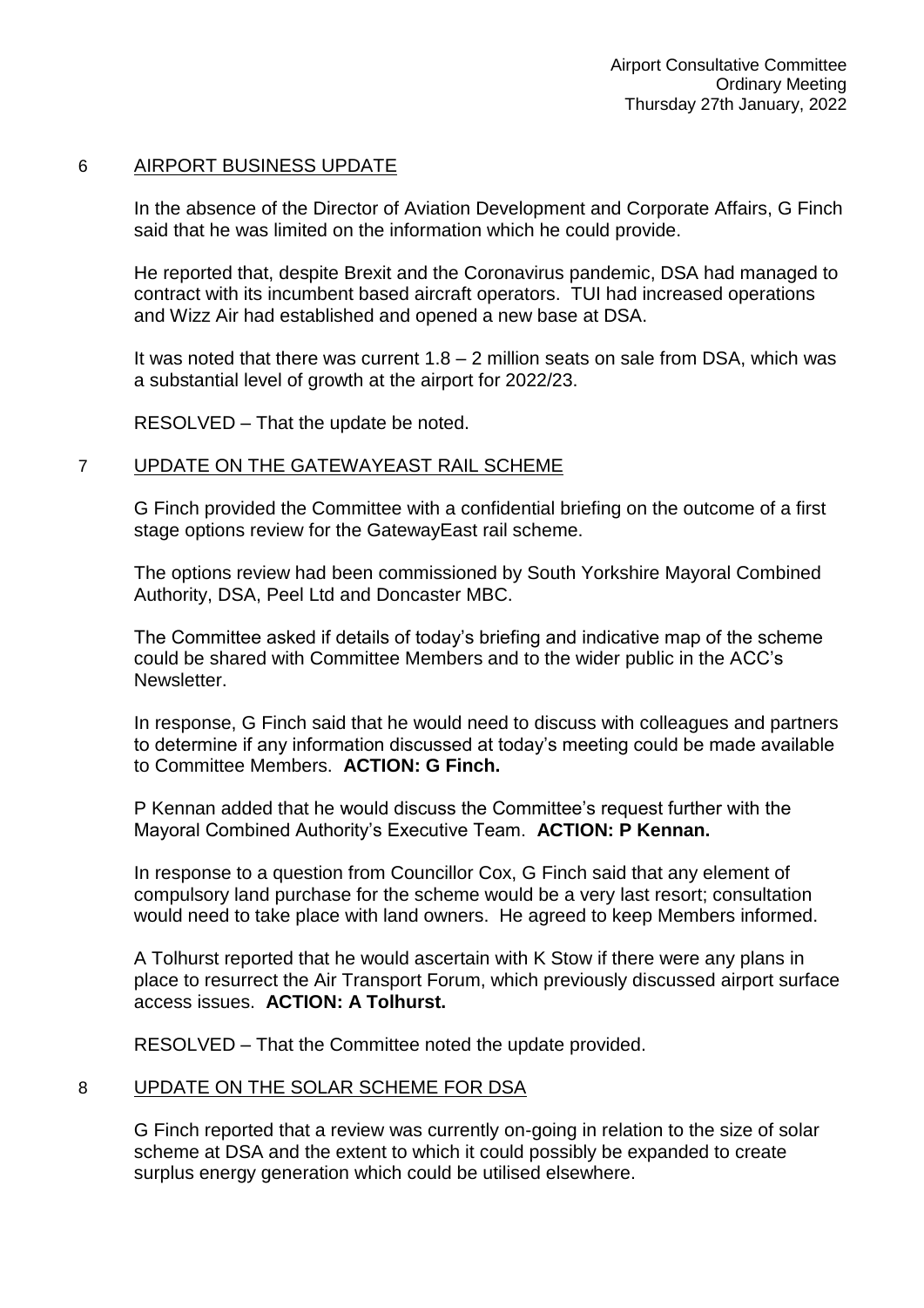## 6 AIRPORT BUSINESS UPDATE

In the absence of the Director of Aviation Development and Corporate Affairs, G Finch said that he was limited on the information which he could provide.

He reported that, despite Brexit and the Coronavirus pandemic, DSA had managed to contract with its incumbent based aircraft operators. TUI had increased operations and Wizz Air had established and opened a new base at DSA.

It was noted that there was current 1.8 – 2 million seats on sale from DSA, which was a substantial level of growth at the airport for 2022/23.

RESOLVED – That the update be noted.

## 7 UPDATE ON THE GATEWAYEAST RAIL SCHEME

G Finch provided the Committee with a confidential briefing on the outcome of a first stage options review for the GatewayEast rail scheme.

The options review had been commissioned by South Yorkshire Mayoral Combined Authority, DSA, Peel Ltd and Doncaster MBC.

The Committee asked if details of today's briefing and indicative map of the scheme could be shared with Committee Members and to the wider public in the ACC's Newsletter.

In response, G Finch said that he would need to discuss with colleagues and partners to determine if any information discussed at today's meeting could be made available to Committee Members. **ACTION: G Finch.**

P Kennan added that he would discuss the Committee's request further with the Mayoral Combined Authority's Executive Team. **ACTION: P Kennan.**

In response to a question from Councillor Cox, G Finch said that any element of compulsory land purchase for the scheme would be a very last resort; consultation would need to take place with land owners. He agreed to keep Members informed.

A Tolhurst reported that he would ascertain with K Stow if there were any plans in place to resurrect the Air Transport Forum, which previously discussed airport surface access issues. **ACTION: A Tolhurst.**

RESOLVED – That the Committee noted the update provided.

## 8 UPDATE ON THE SOLAR SCHEME FOR DSA

G Finch reported that a review was currently on-going in relation to the size of solar scheme at DSA and the extent to which it could possibly be expanded to create surplus energy generation which could be utilised elsewhere.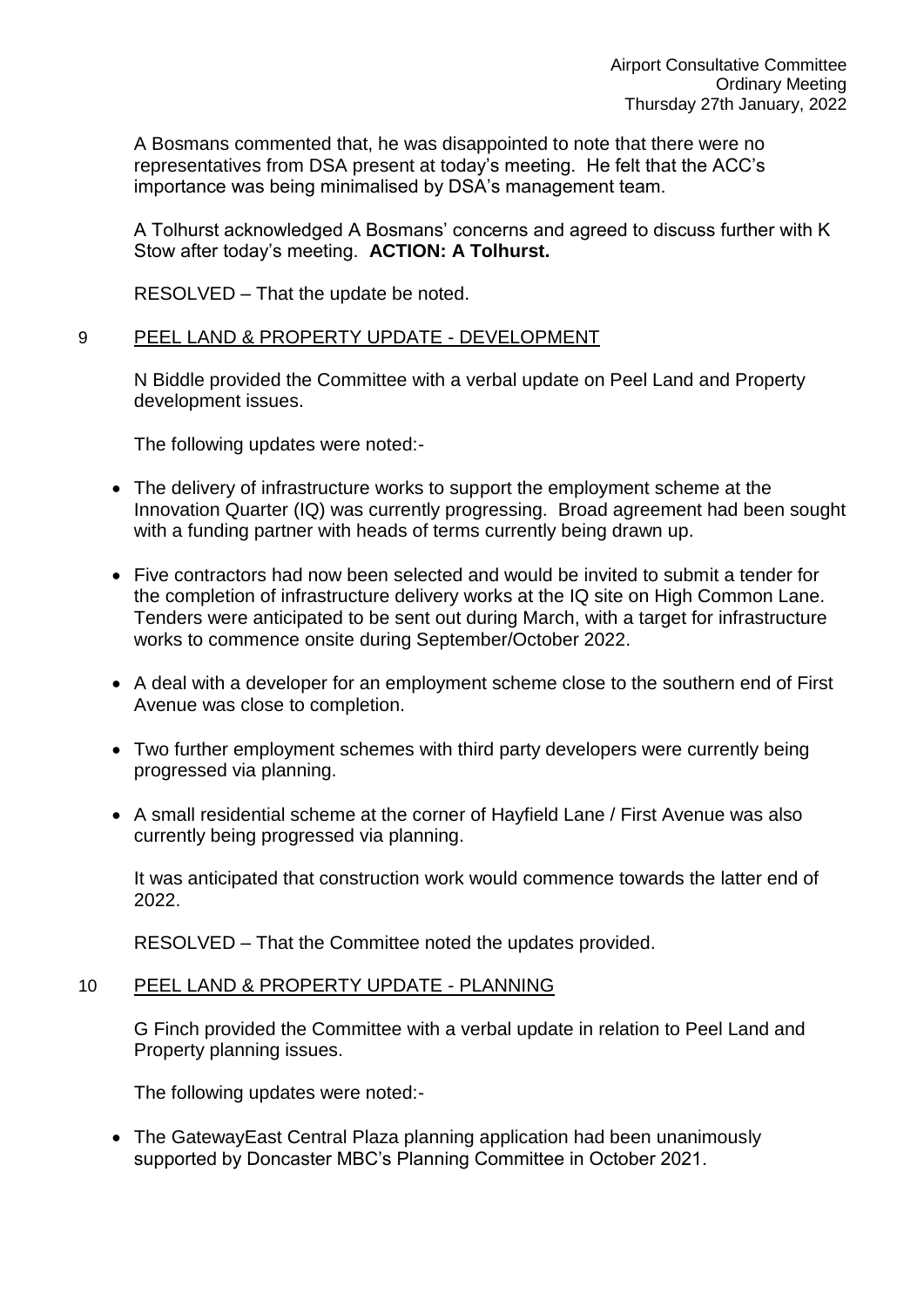A Bosmans commented that, he was disappointed to note that there were no representatives from DSA present at today's meeting. He felt that the ACC's importance was being minimalised by DSA's management team.

A Tolhurst acknowledged A Bosmans' concerns and agreed to discuss further with K Stow after today's meeting. **ACTION: A Tolhurst.**

RESOLVED – That the update be noted.

## 9 PEEL LAND & PROPERTY UPDATE - DEVELOPMENT

N Biddle provided the Committee with a verbal update on Peel Land and Property development issues.

The following updates were noted:-

- The delivery of infrastructure works to support the employment scheme at the Innovation Quarter (IQ) was currently progressing. Broad agreement had been sought with a funding partner with heads of terms currently being drawn up.
- Five contractors had now been selected and would be invited to submit a tender for the completion of infrastructure delivery works at the IQ site on High Common Lane. Tenders were anticipated to be sent out during March, with a target for infrastructure works to commence onsite during September/October 2022.
- A deal with a developer for an employment scheme close to the southern end of First Avenue was close to completion.
- Two further employment schemes with third party developers were currently being progressed via planning.
- A small residential scheme at the corner of Hayfield Lane / First Avenue was also currently being progressed via planning.

It was anticipated that construction work would commence towards the latter end of 2022.

RESOLVED – That the Committee noted the updates provided.

## 10 PEEL LAND & PROPERTY UPDATE - PLANNING

G Finch provided the Committee with a verbal update in relation to Peel Land and Property planning issues.

The following updates were noted:-

- The GatewayEast Central Plaza planning application had been unanimously supported by Doncaster MBC's Planning Committee in October 2021.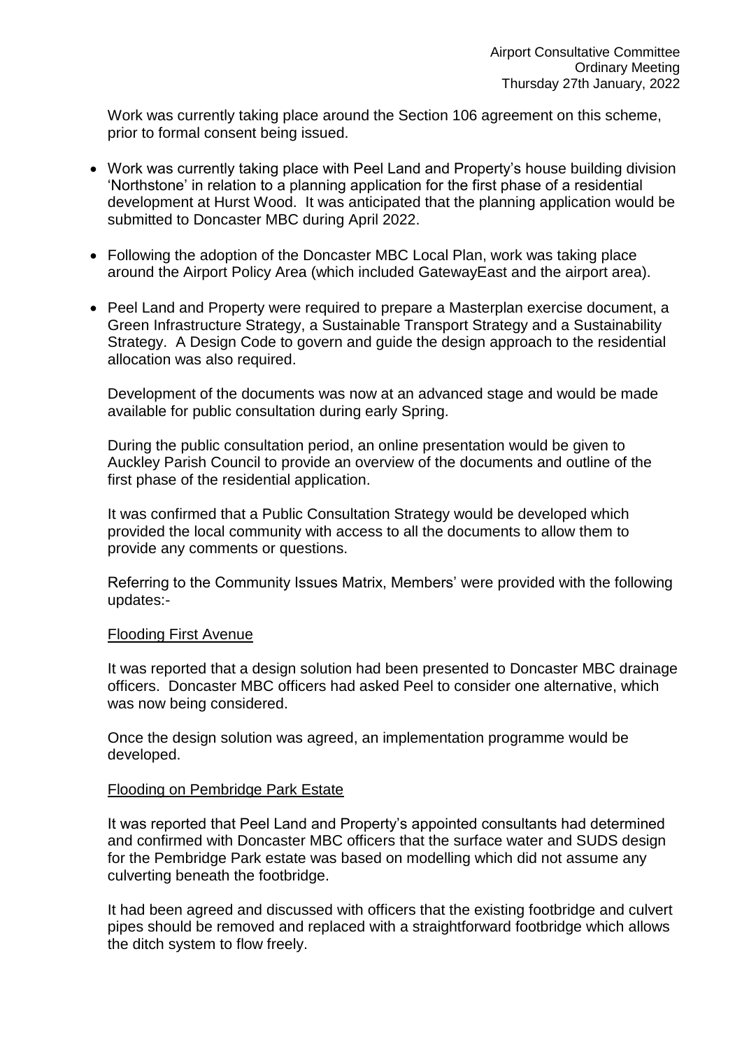Work was currently taking place around the Section 106 agreement on this scheme, prior to formal consent being issued.

- Work was currently taking place with Peel Land and Property's house building division 'Northstone' in relation to a planning application for the first phase of a residential development at Hurst Wood. It was anticipated that the planning application would be submitted to Doncaster MBC during April 2022.

- Following the adoption of the Doncaster MBC Local Plan, work was taking place around the Airport Policy Area (which included GatewayEast and the airport area).

- Peel Land and Property were required to prepare a Masterplan exercise document, a Green Infrastructure Strategy, a Sustainable Transport Strategy and a Sustainability Strategy. A Design Code to govern and guide the design approach to the residential allocation was also required.

  Development of the documents was now at an advanced stage and would be made available for public consultation during early Spring.

  During the public consultation period, an online presentation would be given to Auckley Parish Council to provide an overview of the documents and outline of the first phase of the residential application.

  It was confirmed that a Public Consultation Strategy would be developed which provided the local community with access to all the documents to allow them to provide any comments or questions.

  Referring to the Community Issues Matrix, Members' were provided with the following updates:-

  <u>Flooding First Avenue</u>

  It was reported that a design solution had been presented to Doncaster MBC drainage officers. Doncaster MBC officers had asked Peel to consider one alternative, which was now being considered.

  Once the design solution was agreed, an implementation programme would be developed.

  <u>Flooding on Pembridge Park Estate</u>

  It was reported that Peel Land and Property's appointed consultants had determined and confirmed with Doncaster MBC officers that the surface water and SUDS design for the Pembridge Park estate was based on modelling which did not assume any culverting beneath the footbridge.

  It had been agreed and discussed with officers that the existing footbridge and culvert pipes should be removed and replaced with a straightforward footbridge which allows the ditch system to flow freely.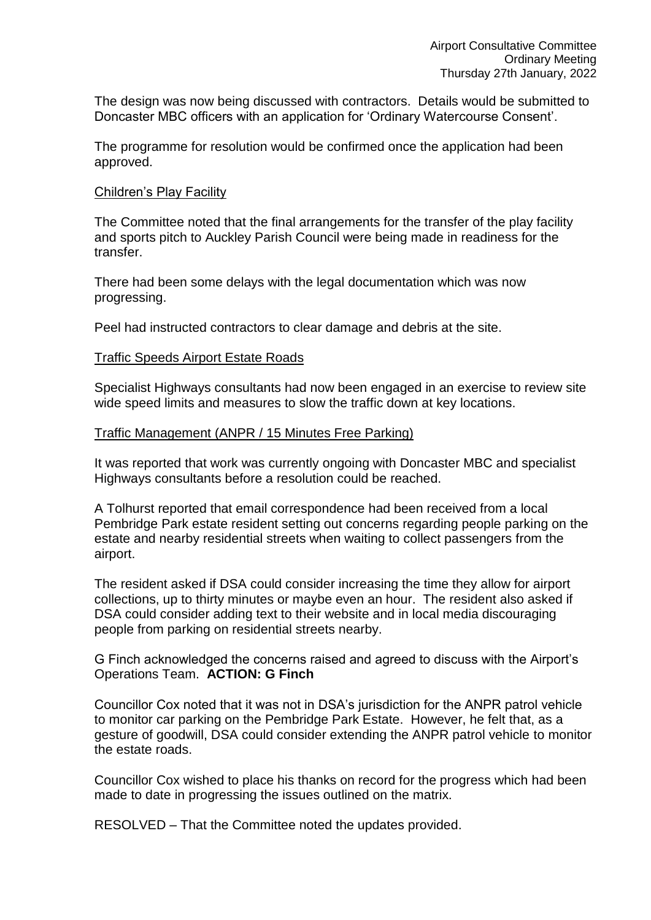The design was now being discussed with contractors. Details would be submitted to Doncaster MBC officers with an application for 'Ordinary Watercourse Consent'.

The programme for resolution would be confirmed once the application had been approved.

Children's Play Facility

The Committee noted that the final arrangements for the transfer of the play facility and sports pitch to Auckley Parish Council were being made in readiness for the transfer.

There had been some delays with the legal documentation which was now progressing.

Peel had instructed contractors to clear damage and debris at the site.

Traffic Speeds Airport Estate Roads

Specialist Highways consultants had now been engaged in an exercise to review site wide speed limits and measures to slow the traffic down at key locations.

Traffic Management (ANPR / 15 Minutes Free Parking)

It was reported that work was currently ongoing with Doncaster MBC and specialist Highways consultants before a resolution could be reached.

A Tolhurst reported that email correspondence had been received from a local Pembridge Park estate resident setting out concerns regarding people parking on the estate and nearby residential streets when waiting to collect passengers from the airport.

The resident asked if DSA could consider increasing the time they allow for airport collections, up to thirty minutes or maybe even an hour. The resident also asked if DSA could consider adding text to their website and in local media discouraging people from parking on residential streets nearby.

G Finch acknowledged the concerns raised and agreed to discuss with the Airport's Operations Team. **ACTION: G Finch**

Councillor Cox noted that it was not in DSA's jurisdiction for the ANPR patrol vehicle to monitor car parking on the Pembridge Park Estate. However, he felt that, as a gesture of goodwill, DSA could consider extending the ANPR patrol vehicle to monitor the estate roads.

Councillor Cox wished to place his thanks on record for the progress which had been made to date in progressing the issues outlined on the matrix.

RESOLVED – That the Committee noted the updates provided.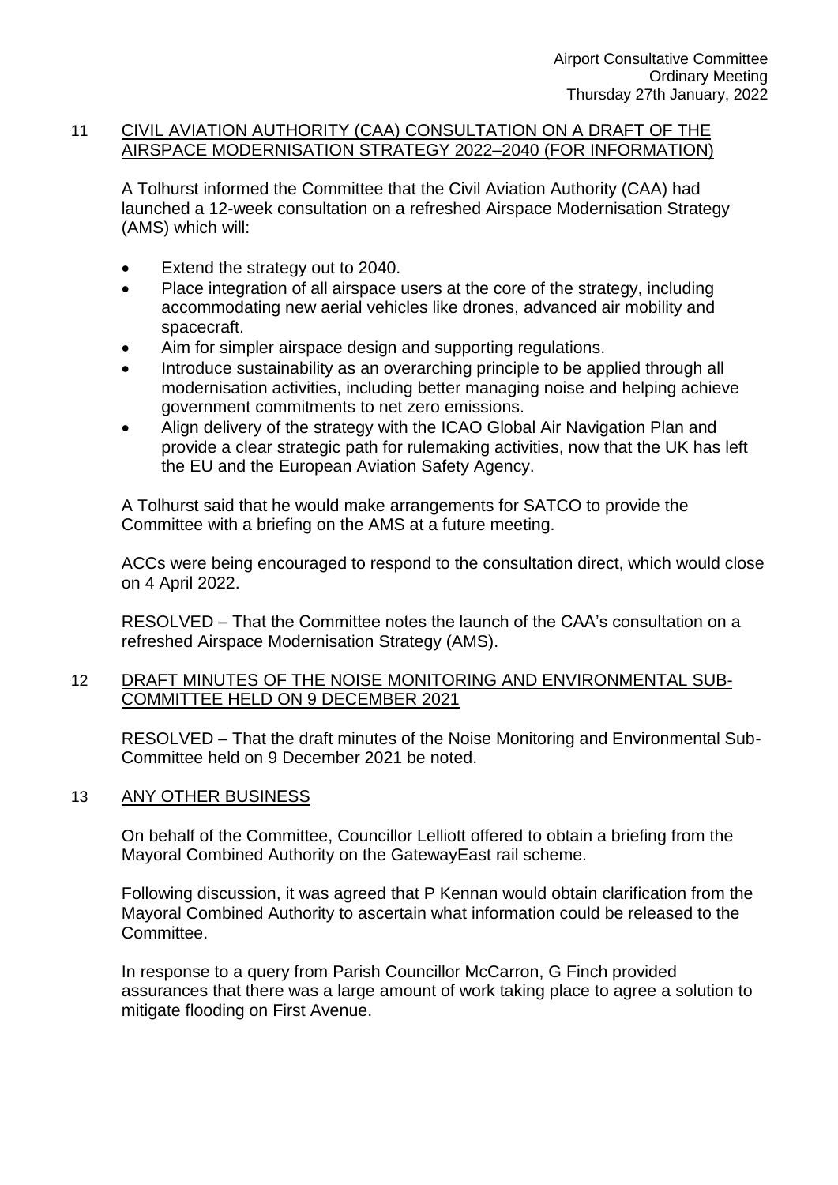## 11 CIVIL AVIATION AUTHORITY (CAA) CONSULTATION ON A DRAFT OF THE AIRSPACE MODERNISATION STRATEGY 2022–2040 (FOR INFORMATION)

A Tolhurst informed the Committee that the Civil Aviation Authority (CAA) had launched a 12-week consultation on a refreshed Airspace Modernisation Strategy (AMS) which will:

- Extend the strategy out to 2040.
- Place integration of all airspace users at the core of the strategy, including accommodating new aerial vehicles like drones, advanced air mobility and spacecraft.
- Aim for simpler airspace design and supporting regulations.
- Introduce sustainability as an overarching principle to be applied through all modernisation activities, including better managing noise and helping achieve government commitments to net zero emissions.
- Align delivery of the strategy with the ICAO Global Air Navigation Plan and provide a clear strategic path for rulemaking activities, now that the UK has left the EU and the European Aviation Safety Agency.

A Tolhurst said that he would make arrangements for SATCO to provide the Committee with a briefing on the AMS at a future meeting.

ACCs were being encouraged to respond to the consultation direct, which would close on 4 April 2022.

RESOLVED – That the Committee notes the launch of the CAA's consultation on a refreshed Airspace Modernisation Strategy (AMS).

## 12 DRAFT MINUTES OF THE NOISE MONITORING AND ENVIRONMENTAL SUB-COMMITTEE HELD ON 9 DECEMBER 2021

RESOLVED – That the draft minutes of the Noise Monitoring and Environmental Sub-Committee held on 9 December 2021 be noted.

## 13 ANY OTHER BUSINESS

On behalf of the Committee, Councillor Lelliott offered to obtain a briefing from the Mayoral Combined Authority on the GatewayEast rail scheme.

Following discussion, it was agreed that P Kennan would obtain clarification from the Mayoral Combined Authority to ascertain what information could be released to the Committee.

In response to a query from Parish Councillor McCarron, G Finch provided assurances that there was a large amount of work taking place to agree a solution to mitigate flooding on First Avenue.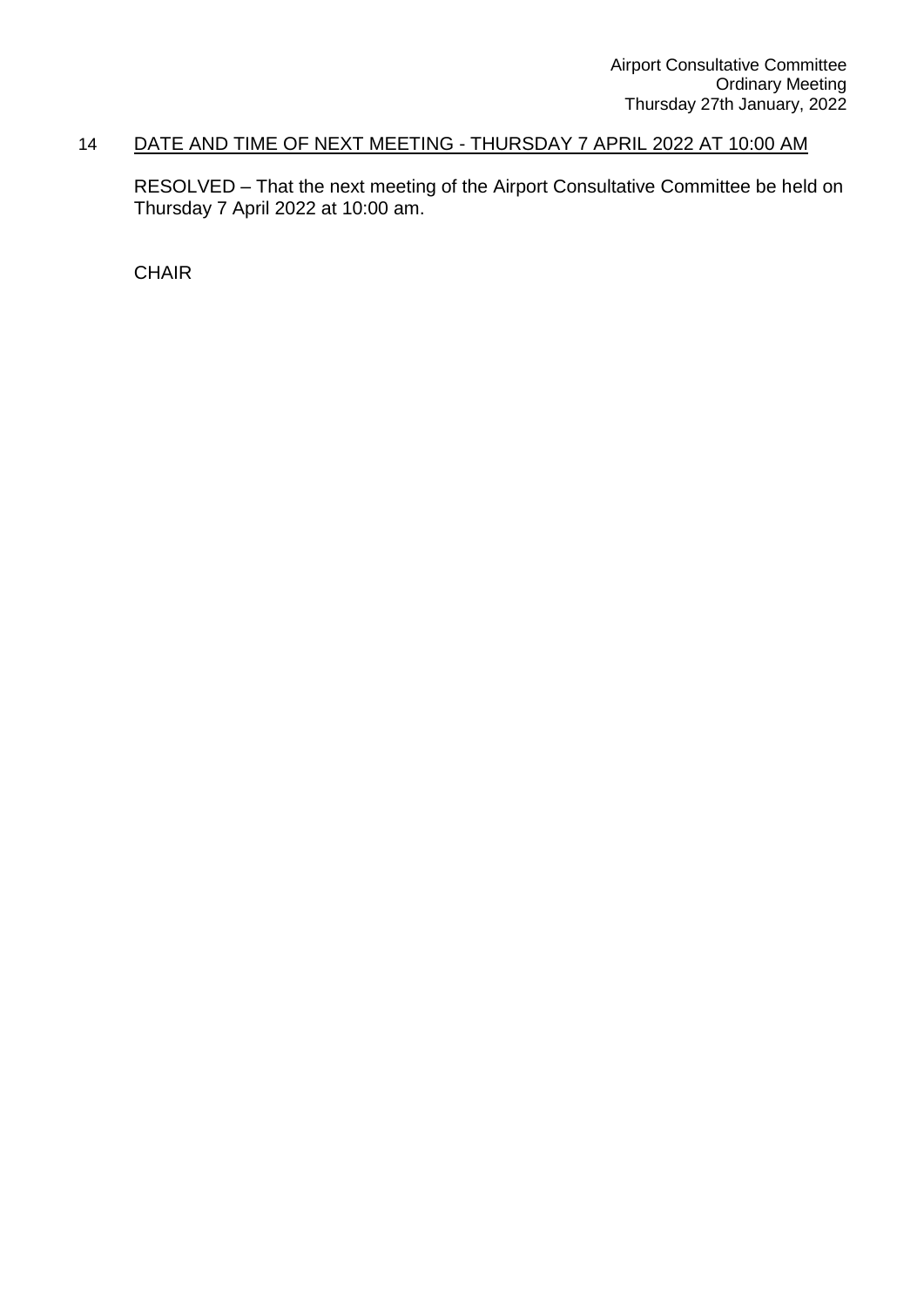## 14 DATE AND TIME OF NEXT MEETING - THURSDAY 7 APRIL 2022 AT 10:00 AM

RESOLVED – That the next meeting of the Airport Consultative Committee be held on Thursday 7 April 2022 at 10:00 am.

CHAIR